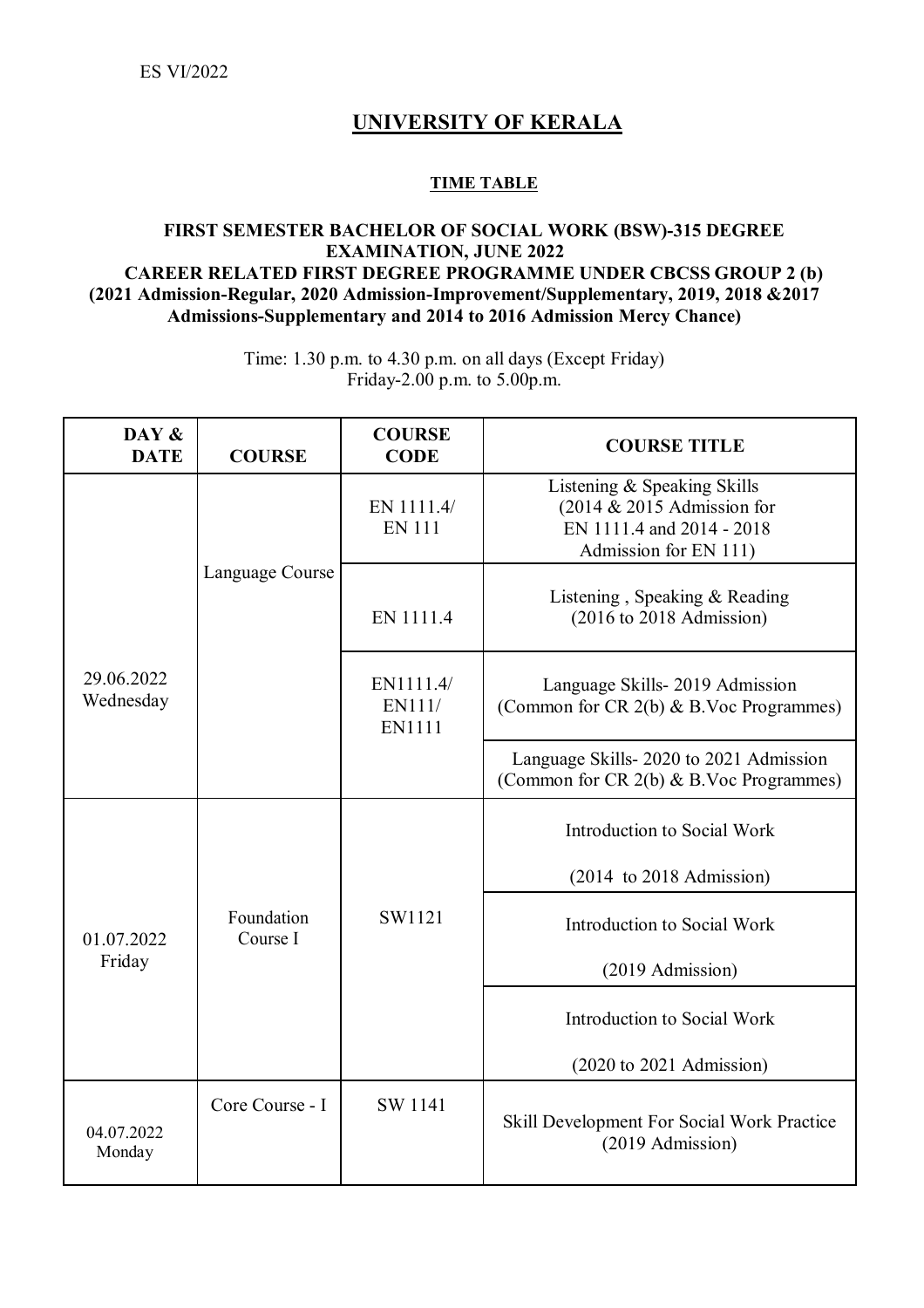ES VI/2022

# UNIVERSITY OF KERALA

## TIME TABLE

### FIRST SEMESTER BACHELOR OF SOCIAL WORK (BSW)-315 DEGREE EXAMINATION, JUNE 2022
### CAREER RELATED FIRST DEGREE PROGRAMME UNDER CBCSS GROUP 2 (b)
### (2021 Admission-Regular, 2020 Admission-Improvement/Supplementary, 2019, 2018 &2017 Admissions-Supplementary and 2014 to 2016 Admission Mercy Chance)

Time: 1.30 p.m. to 4.30 p.m. on all days (Except Friday)
Friday-2.00 p.m. to 5.00p.m.

| DAY & DATE | COURSE | COURSE CODE | COURSE TITLE |
|---|---|---|---|
| 29.06.2022 Wednesday | Language Course | EN 1111.4/ EN 111 | Listening & Speaking Skills (2014 & 2015 Admission for EN 1111.4 and 2014 - 2018 Admission for EN 111) |
| | | EN 1111.4 | Listening , Speaking & Reading (2016 to 2018 Admission) |
| | | EN1111.4/ EN111/ EN1111 | Language Skills- 2019 Admission (Common for CR 2(b) & B.Voc Programmes) |
| | | | Language Skills- 2020 to 2021 Admission (Common for CR 2(b) & B.Voc Programmes) |
| 01.07.2022 Friday | Foundation Course I | SW1121 | Introduction to Social Work (2014 to 2018 Admission) |
| | | | Introduction to Social Work (2019 Admission) |
| | | | Introduction to Social Work (2020 to 2021 Admission) |
| 04.07.2022 Monday | Core Course - I | SW 1141 | Skill Development For Social Work Practice (2019 Admission) |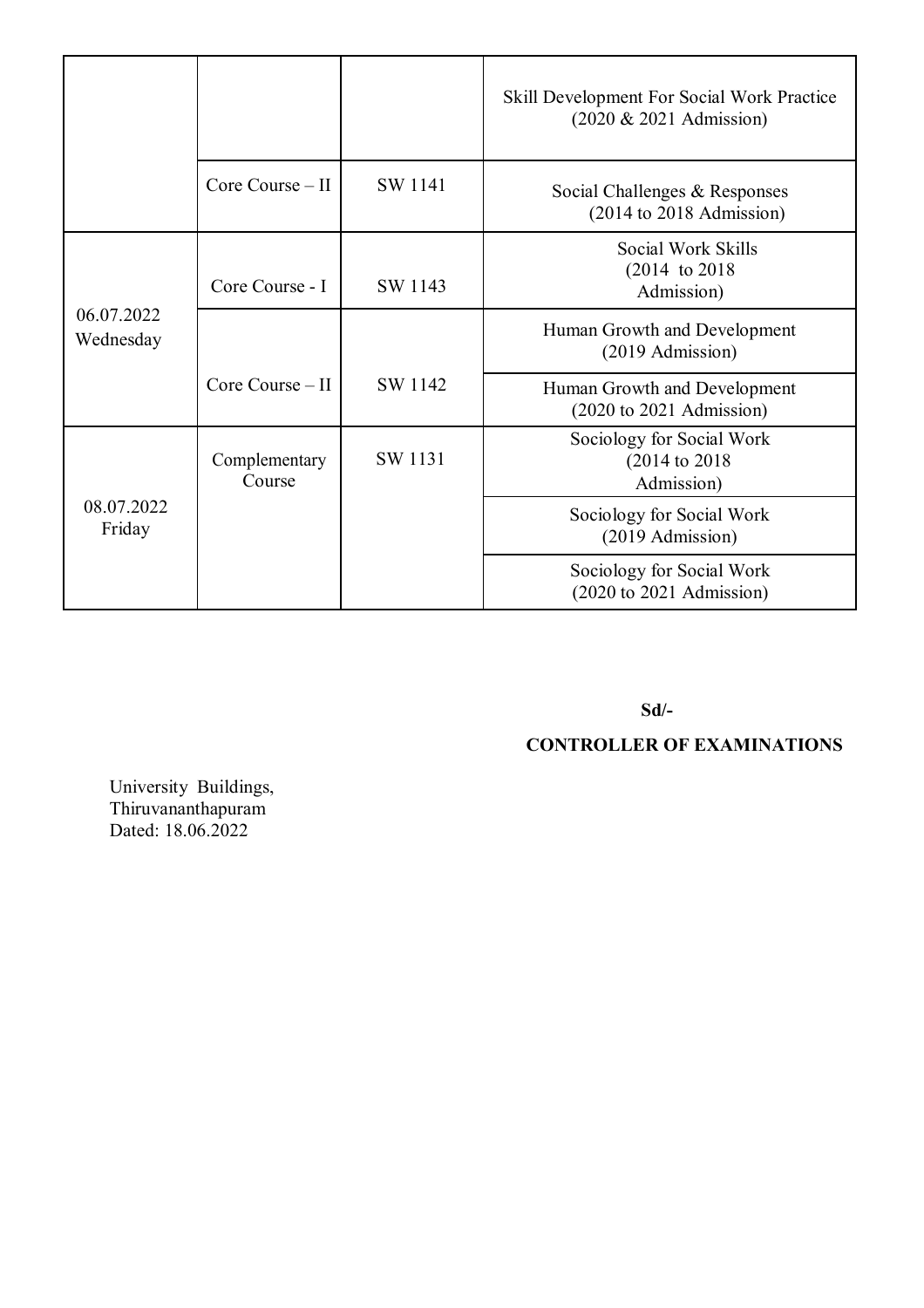| | | | |
|---|---|---|---|
| | | | Skill Development For Social Work Practice (2020 & 2021 Admission) |
| | Core Course – II | SW 1141 | Social Challenges & Responses (2014 to 2018 Admission) |
| 06.07.2022 Wednesday | Core Course - I | SW 1143 | Social Work Skills (2014 to 2018 Admission) |
| | Core Course – II | SW 1142 | Human Growth and Development (2019 Admission) |
| | | | Human Growth and Development (2020 to 2021 Admission) |
| 08.07.2022 Friday | Complementary Course | SW 1131 | Sociology for Social Work (2014 to 2018 Admission) |
| | | | Sociology for Social Work (2019 Admission) |
| | | | Sociology for Social Work (2020 to 2021 Admission) |

**Sd/-**

**CONTROLLER OF EXAMINATIONS**

University Buildings,
Thiruvananthapuram
Dated: 18.06.2022